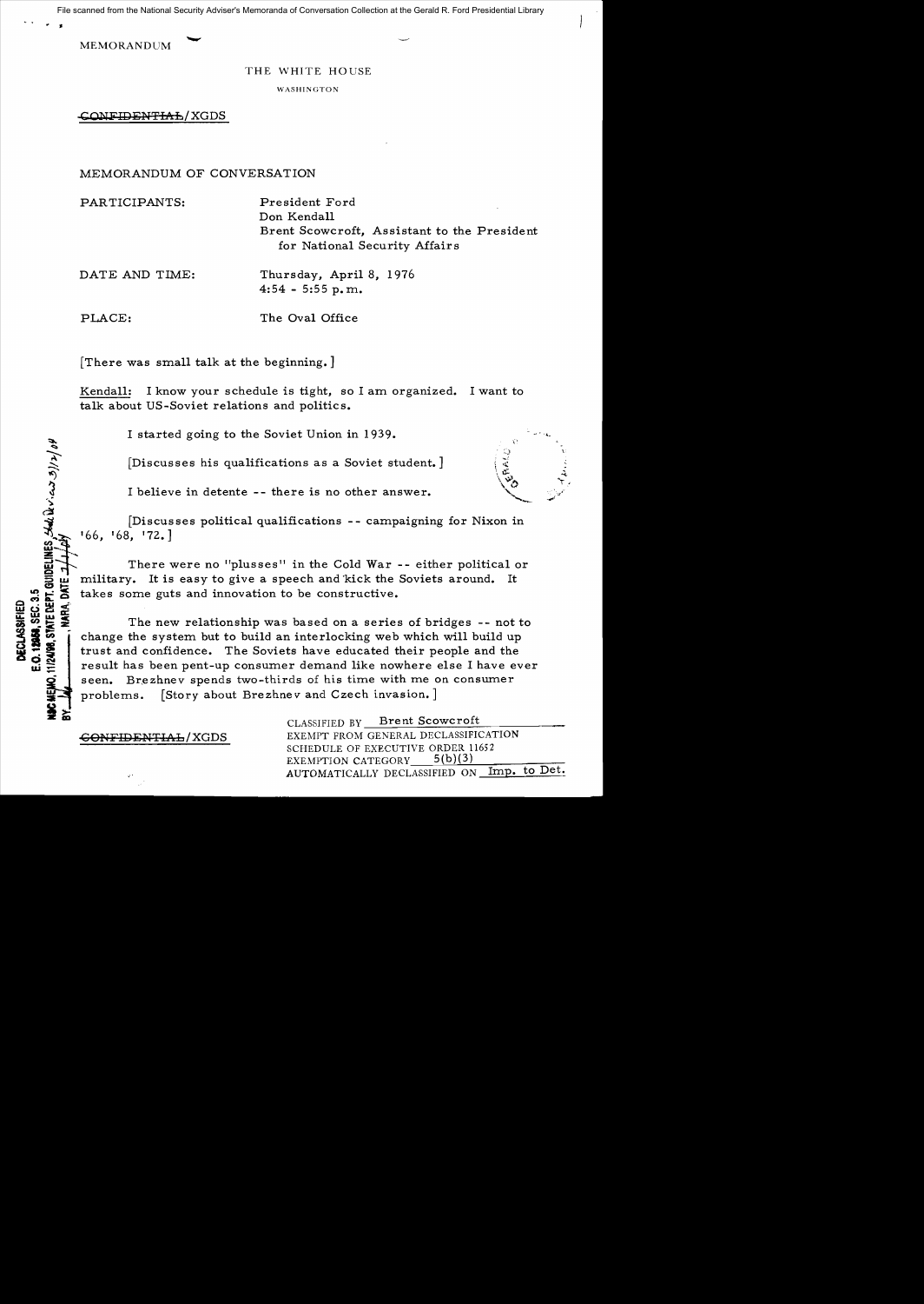File scanned from the National Security Adviser's Memoranda of Conversation Collection at the Gerald R. Ford Presidential Library

MEMORANDUM

THE WHITE HOUSE

WASHINGTON

~~CONFIDENTIAL~~/XGDS

MEMORANDUM OF CONVERSATION

PARTICIPANTS: President Ford
Don Kendall
Brent Scowcroft, Assistant to the President for National Security Affairs

DATE AND TIME: Thursday, April 8, 1976
4:54 - 5:55 p.m.

PLACE: The Oval Office

DECLASSIFIED
E.O. 12958, SEC. 3.5
NSC MEMO, 11/24/98, STATE DEPT. GUIDELINES, State Review 3/12/04
BY ___, NARA, DATE 3/1/04

[There was small talk at the beginning.]

Kendall: I know your schedule is tight, so I am organized. I want to talk about US-Soviet relations and politics.

I started going to the Soviet Union in 1939.

[Discusses his qualifications as a Soviet student.]

I believe in detente -- there is no other answer.

[Discusses political qualifications -- campaigning for Nixon in '66, '68, '72.]

There were no "plusses" in the Cold War -- either political or military. It is easy to give a speech and kick the Soviets around. It takes some guts and innovation to be constructive.

The new relationship was based on a series of bridges -- not to change the system but to build an interlocking web which will build up trust and confidence. The Soviets have educated their people and the result has been pent-up consumer demand like nowhere else I have ever seen. Brezhnev spends two-thirds of his time with me on consumer problems. [Story about Brezhnev and Czech invasion.]

~~CONFIDENTIAL~~/XGDS

CLASSIFIED BY Brent Scowcroft
EXEMPT FROM GENERAL DECLASSIFICATION
SCHEDULE OF EXECUTIVE ORDER 11652
EXEMPTION CATEGORY 5(b)(3)
AUTOMATICALLY DECLASSIFIED ON Imp. to Det.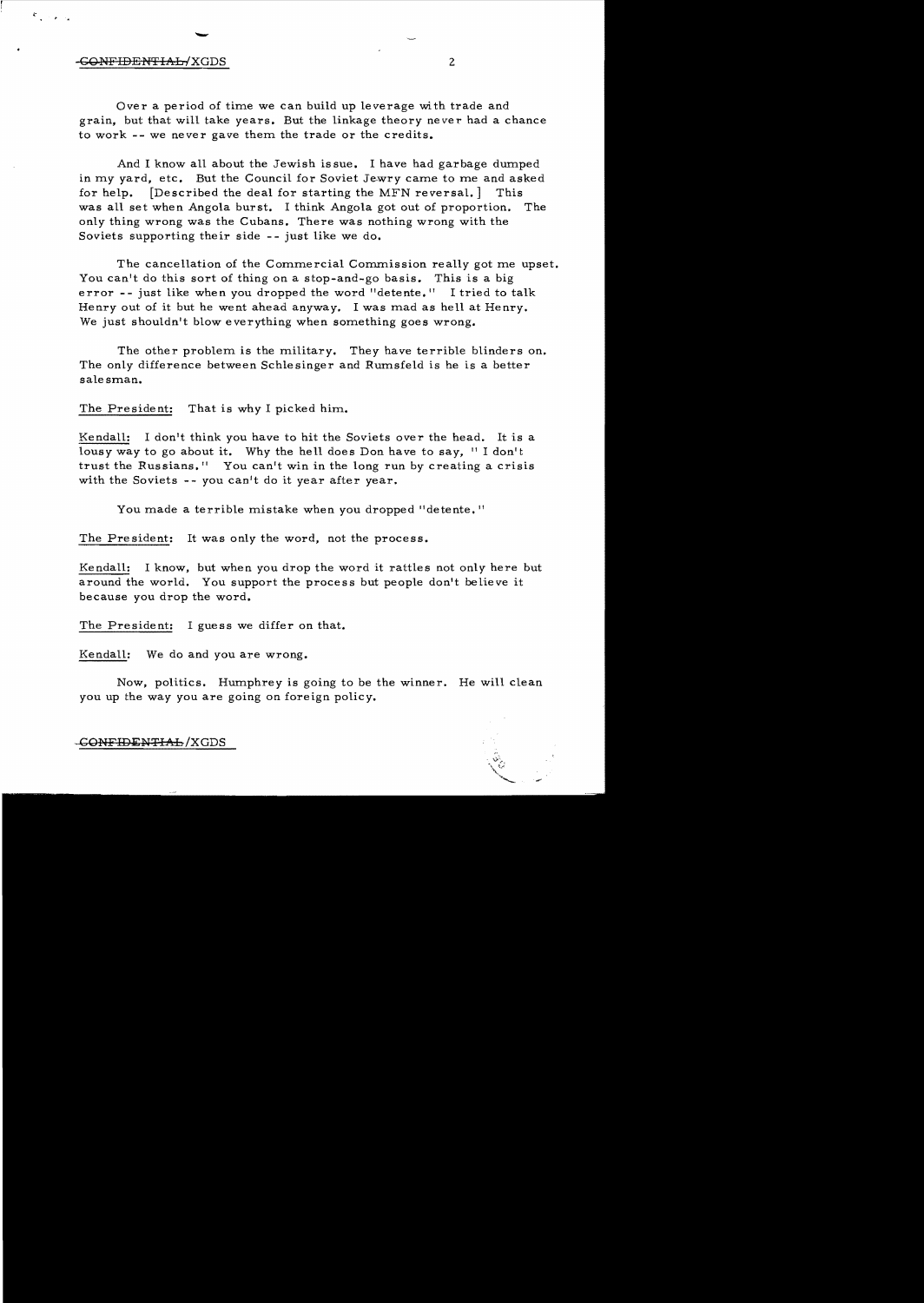Over a period of time we can build up leverage with trade and grain, but that will take years. But the linkage theory never had a chance to work -- we never gave them the trade or the credits.

And I know all about the Jewish issue. I have had garbage dumped in my yard, etc. But the Council for Soviet Jewry came to me and asked for help. [Described the deal for starting the MFN reversal.] This was all set when Angola burst. I think Angola got out of proportion. The only thing wrong was the Cubans. There was nothing wrong with the Soviets supporting their side -- just like we do.

The cancellation of the Commercial Commission really got me upset. You can't do this sort of thing on a stop-and-go basis. This is a big error -- just like when you dropped the word "detente." I tried to talk Henry out of it but he went ahead anyway. I was mad as hell at Henry. We just shouldn't blow everything when something goes wrong.

The other problem is the military. They have terrible blinders on. The only difference between Schlesinger and Rumsfeld is he is a better salesman.

The President: That is why I picked him.

Kendall: I don't think you have to hit the Soviets over the head. It is a lousy way to go about it. Why the hell does Don have to say, "I don't trust the Russians." You can't win in the long run by creating a crisis with the Soviets -- you can't do it year after year.

You made a terrible mistake when you dropped "detente."

The President: It was only the word, not the process.

Kendall: I know, but when you drop the word it rattles not only here but around the world. You support the process but people don't believe it because you drop the word.

The President: I guess we differ on that.

Kendall: We do and you are wrong.

Now, politics. Humphrey is going to be the winner. He will clean you up the way you are going on foreign policy.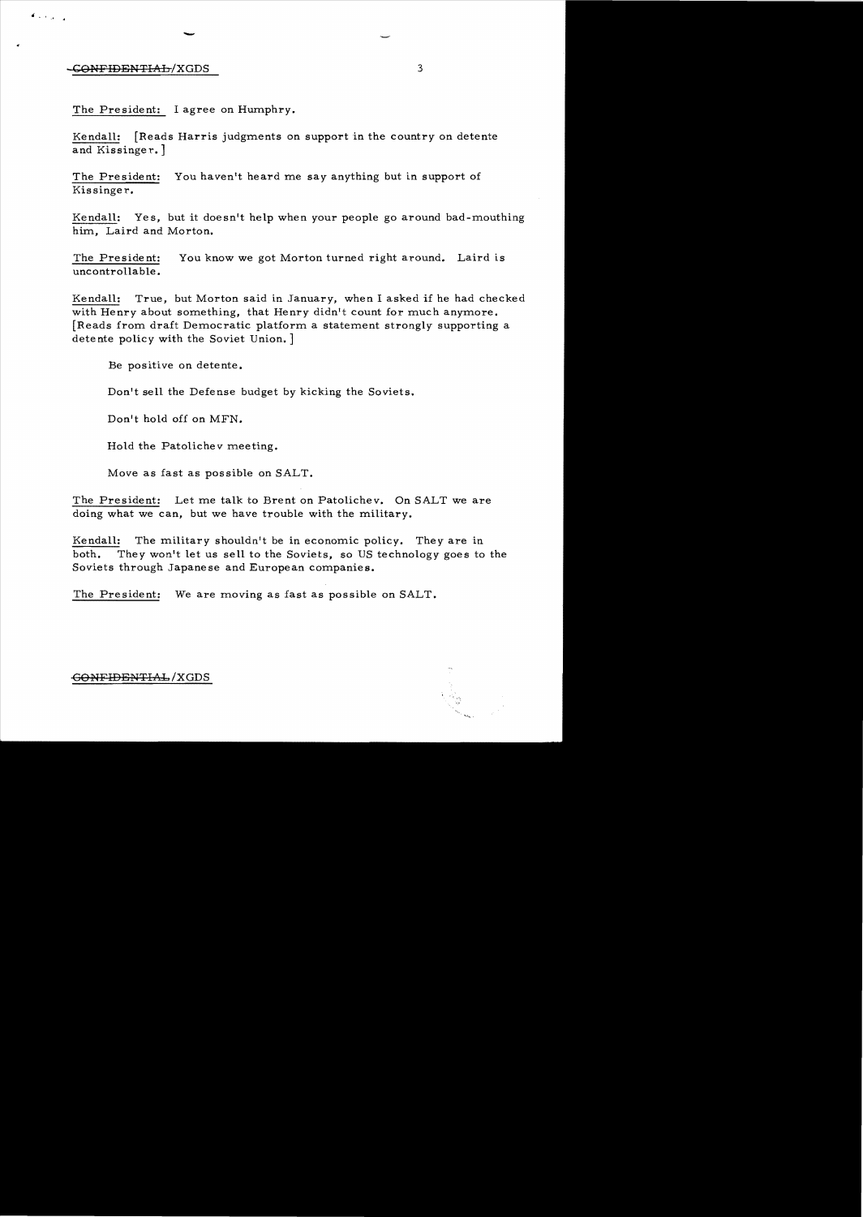The President: I agree on Humphry.

Kendall: [Reads Harris judgments on support in the country on detente and Kissinger.]

The President: You haven't heard me say anything but in support of Kissinger.

Kendall: Yes, but it doesn't help when your people go around bad-mouthing him, Laird and Morton.

The President: You know we got Morton turned right around. Laird is uncontrollable.

Kendall: True, but Morton said in January, when I asked if he had checked with Henry about something, that Henry didn't count for much anymore. [Reads from draft Democratic platform a statement strongly supporting a detente policy with the Soviet Union.]

Be positive on detente.

Don't sell the Defense budget by kicking the Soviets.

Don't hold off on MFN.

Hold the Patolichev meeting.

Move as fast as possible on SALT.

The President: Let me talk to Brent on Patolichev. On SALT we are doing what we can, but we have trouble with the military.

Kendall: The military shouldn't be in economic policy. They are in both. They won't let us sell to the Soviets, so US technology goes to the Soviets through Japanese and European companies.

The President: We are moving as fast as possible on SALT.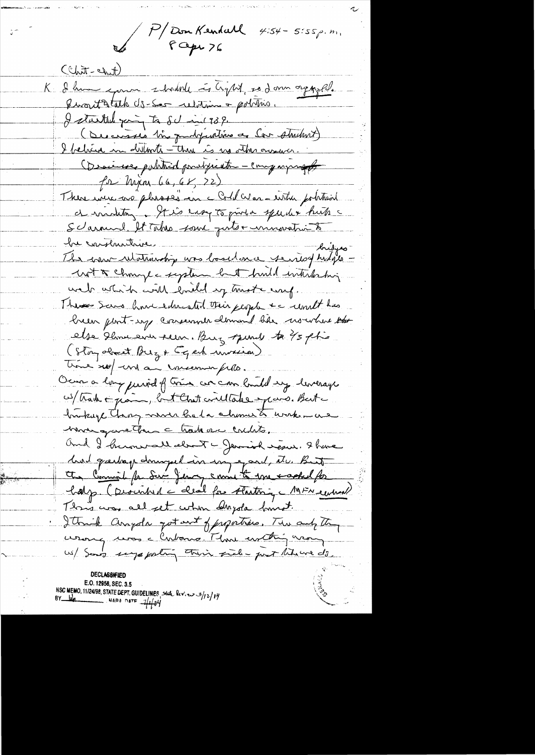P/ Don Kendall 4:54 - 5:55 p.m.
8 Apr 76

(Chit-chat)

K I have come schedule is tight, so I am organized. I want to talk US-Sov relations + politics.
I started going to SU in 1959.
(Discusses his qualifications as Sov student)
I believe in détente – there is no other answer.
(Discusses political qualification – campaigning for Nixon 66, 68, 72)
There were no phrases in a Cold War – with political demanding. It is easy to give a speech + hit the SU around. It takes some guts + innovation to be constructive.
The new relationship was based on a series of bridges – not to change the system but build interlocking web which will build up trust + conf.
These Sovs have educated their people + the result has been pent-up consumer demand like nowhere else I have ever seen. Brez spends 2/3 of his (Story about Brez + Egypt mission) time w/ and on consumer probs.
Over a long period of time we can build up leverage w/ trade + grain, but that will take years. But the linkage thing never had a chance to work – we have given them the trade or credits.
And I know all about the Jewish issue. I have had garbage dumped in my yard, etc. But the Council for Sov Jewry came to me + asked for help. (Described the deal for starting the MFN extension)
This was all set when Angola burst.
I think Angola got out of proportion. The only thing wrong was the Cubans. There is nothing wrong w/ Sovs supporting their side – just like we do.

DECLASSIFIED
E.O. 12958, SEC. 3.5
NSC MEMO, 11/24/98, STATE DEPT. GUIDELINES State Rev. 3/12/04
BY [illegible] NARA DATE 7/1/04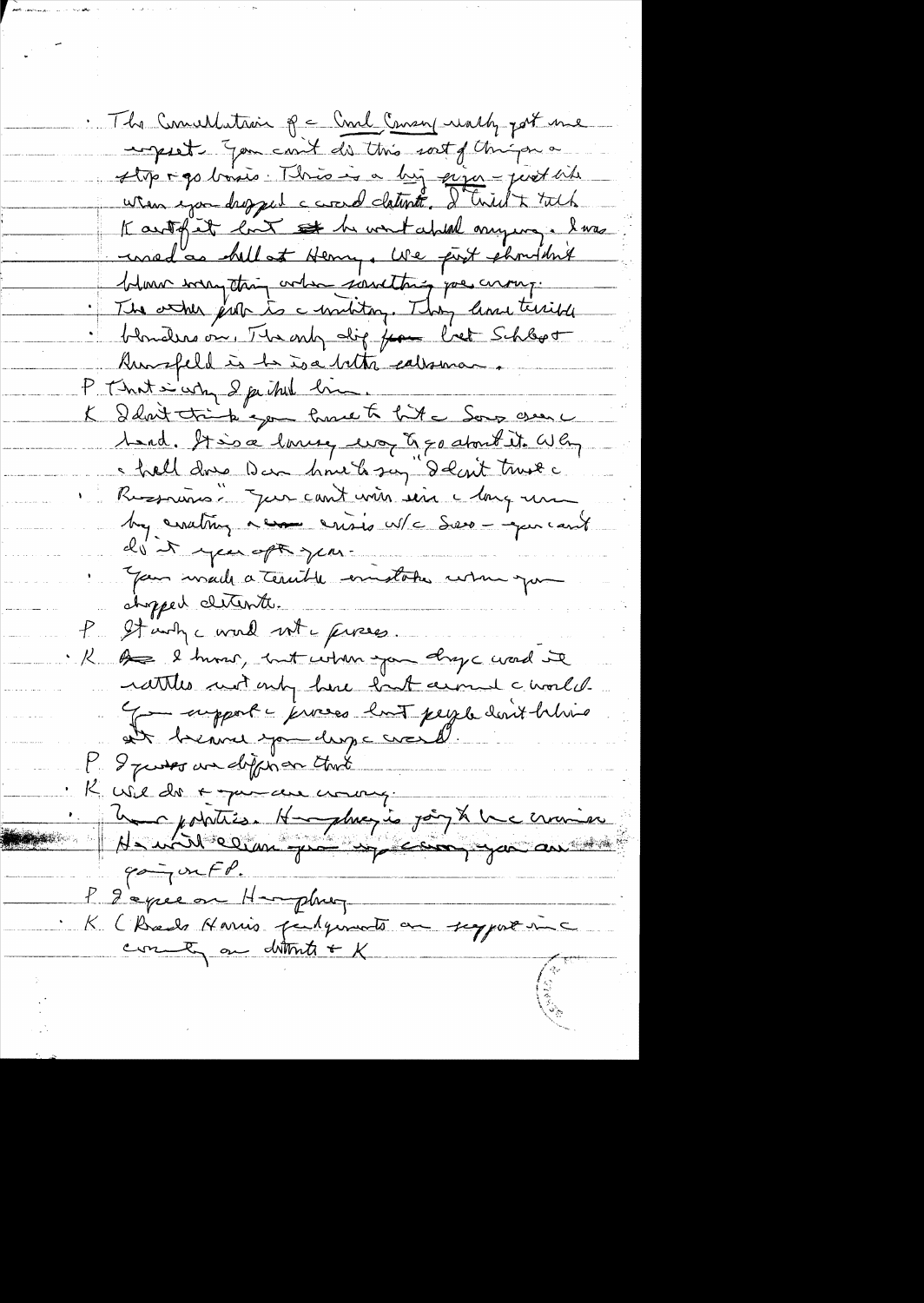· The Consultation of the Conl Comsey really got me upset. You can't do this sort of thing on a stop & go basis. This is a big sign – just like when you dropped the word détente. I tried to talk K out of it but he won't abide anyone. I was mad as hell at Henry. We just shouldn't blow everything when something goes wrong.

· The other part is cabinetry. They have terrible blunders on. The only dig from last Schlesinger Rumsfeld is he is a better salesman.

P That is why I picked him.

K I don't think you have to bite the Soviets over the head. It is a lousy way to go about it. Why the hell does Don have to say "I don't trust the Russians." You can't win in the long run by creating a crisis w/ the Sov – you can't do it year after year.

· You made a terrible mistake when you dropped détente.

P It was the word not the process.

K I know, but when you drop the word it rattles not only here but around the world. You support the process but people don't believe it because you drop the word.

P I guess we differ on that.

· K We do & you are wrong.

· Your politics. Humphrey is going to be the nominee. He will clean you up & say you are going on FP.

P I agree on Humphrey.

· K (Reads Harris judgments on support in the country on détente & K)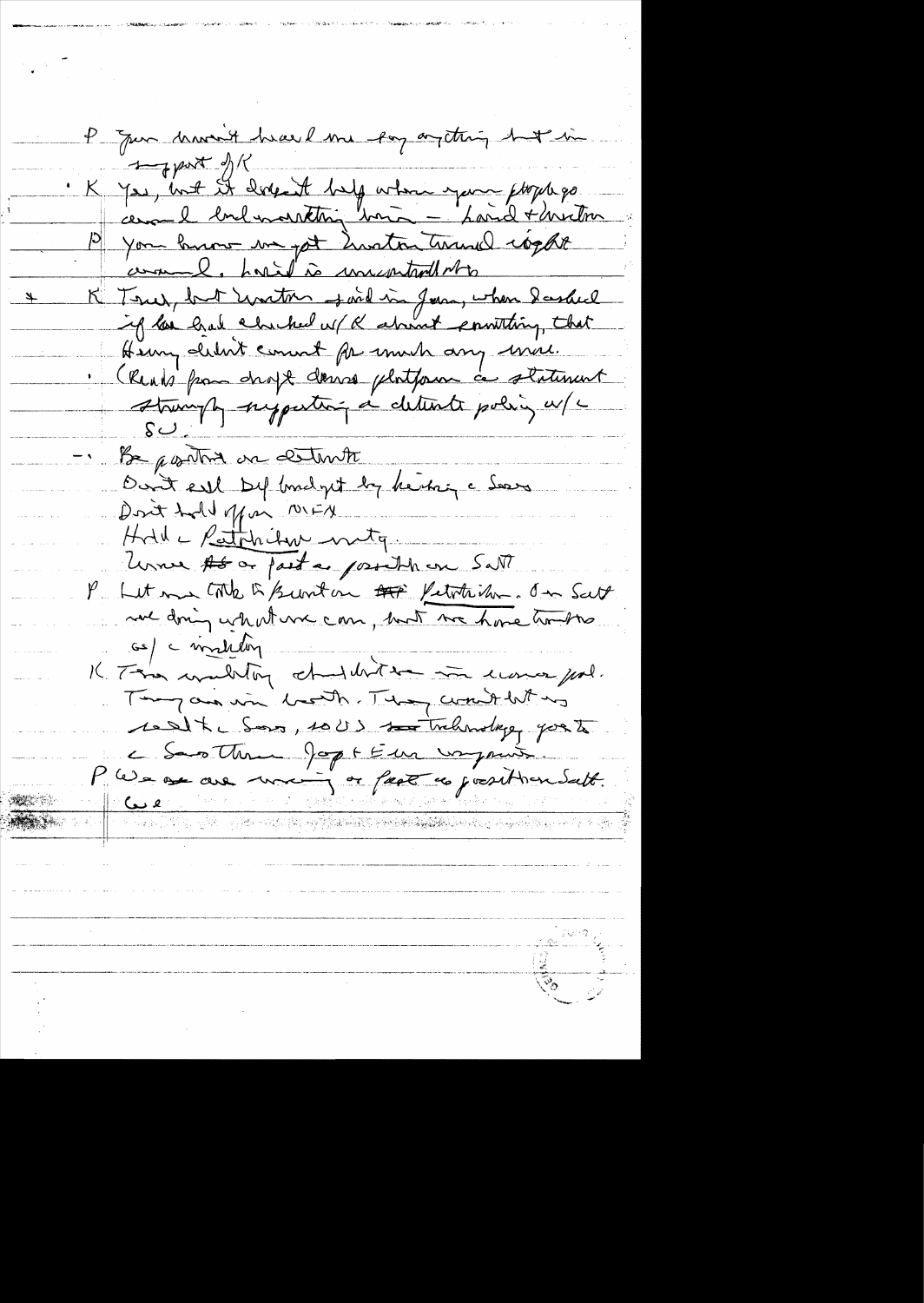P You haven't heard me say anything but in support of K

K Yes, but it doesn't help when your people go around bad mouthing him – Laird & Winston

P You know we got Winston turned right around. Laird is uncontrollable

\* K True, but Winston said in June, when I asked if he had checked w/ K about something, that Henry didn't count for much any more.

(Reads from draft Dems platform a statement strongly supporting a detente policy w/ SU.)

– Be positive on detente
Don't cut Def budget by hitting a Sears
Don't hold off on MIRV
Hold Patrician mtg.
Move as fast as possible on SALT

P Let me talk to Buchen on Patrician. On Salt we doing what we can, but we have trouble w/ military

K The military don't see in a war pool. They are in loss. They won't let us do Sears, so US technology goes & Soviets Japan & Euro conquer.

P We are moving as fast as position Salt.

We